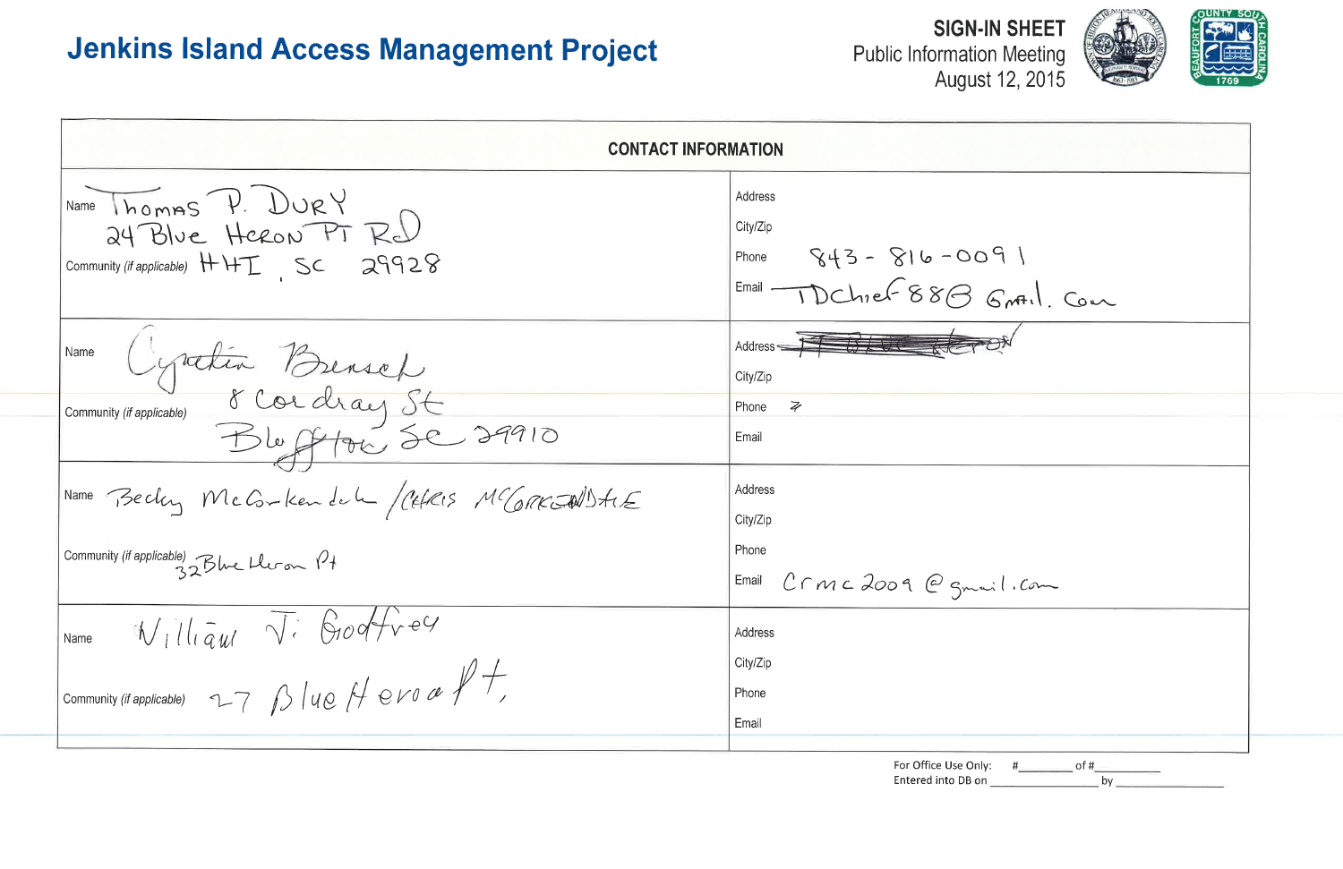# Jenkins Island Access Management Project

**SIGN-IN SHEET**
Public Information Meeting
August 12, 2015

| CONTACT INFORMATION | |
|---|---|
| Name Thomas P. Dury<br>24 Blue Heron Pt Rd<br>Community (if applicable) HHI, SC 29928 | Address<br>City/Zip<br>Phone 843-816-0091<br>Email TDChief88@Gmail.Com |
| Name Cynthia Bursch<br>Community (if applicable) 8 Cordray St<br>Bluffton SC 29910 | Address ~~[crossed out]~~<br>City/Zip<br>Phone ⇗<br>Email |
| Name Becky McCorkendale / Chris McCorkendale<br>Community (if applicable) 32 Blue Heron Pt | Address<br>City/Zip<br>Phone<br>Email Crmc2009@gmail.com |
| Name William J. Godfrey<br>Community (if applicable) 27 Blue Heron Pt. | Address<br>City/Zip<br>Phone<br>Email |

For Office Use Only: #________ of #__________
Entered into DB on ________________ by ________________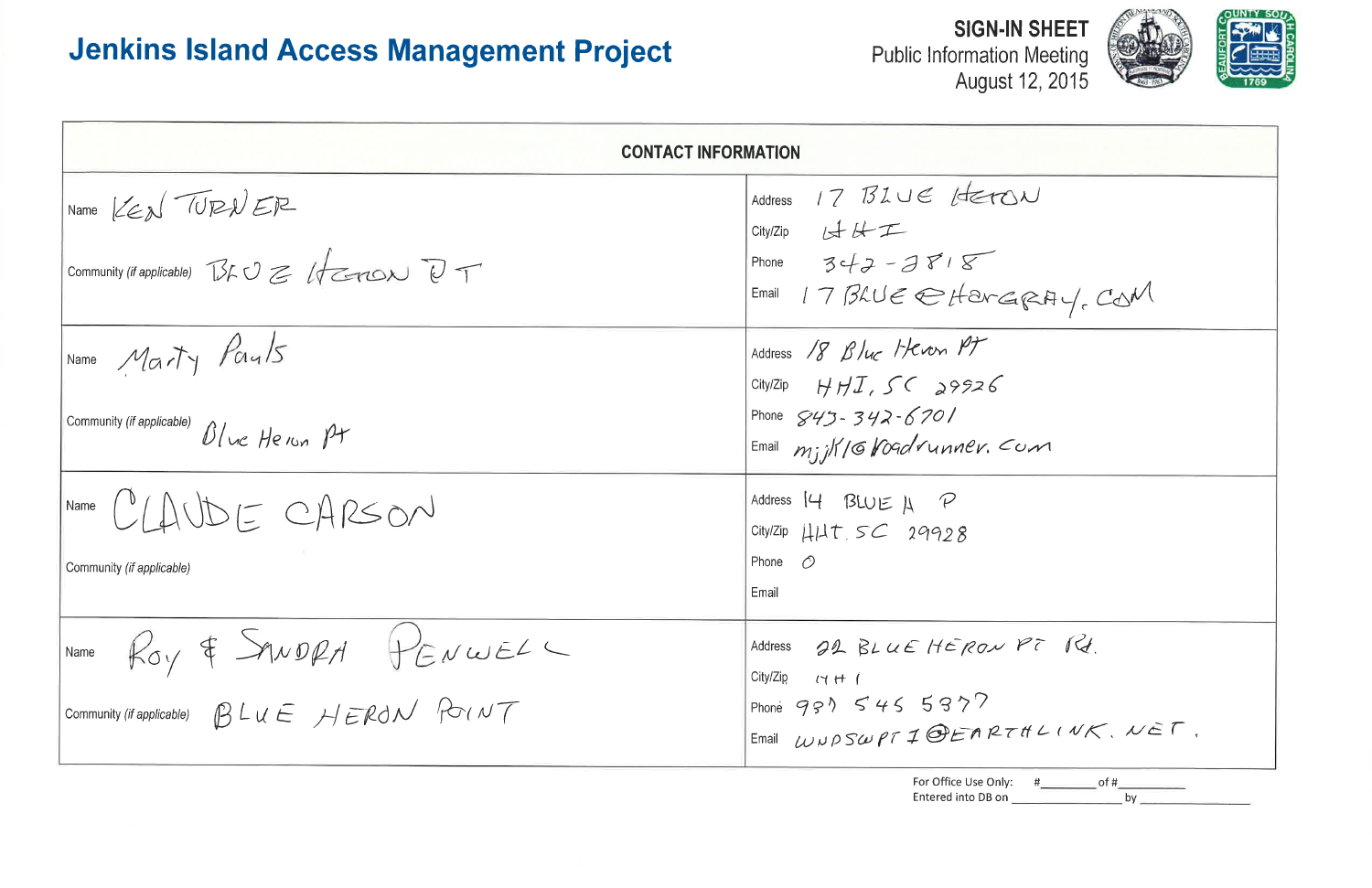# Jenkins Island Access Management Project

**SIGN-IN SHEET**
Public Information Meeting
August 12, 2015

| CONTACT INFORMATION | |
|---|---|
| Name KEN TURNER<br><br>Community *(if applicable)* BLUE HERON PT | Address 17 BLUE HERON<br>City/Zip HHI<br>Phone 342-3818<br>Email 17BLUE@HARGRAY.COM |
| Name Marty Pauls<br><br>Community *(if applicable)* Blue Heron Pt | Address 18 Blue Heron PT<br>City/Zip HHI, SC 29926<br>Phone 843-342-6701<br>Email mjjk16@roadrunner.com |
| Name CLAUDE CARSON<br><br>Community *(if applicable)* | Address 14 BLUE H P<br>City/Zip HHI SC 29928<br>Phone 0<br>Email |
| Name Roy & SANDRA PENWELL<br><br>Community *(if applicable)* BLUE HERON POINT | Address 22 BLUE HERON PT Rd.<br>City/Zip HHI<br>Phone 937 545 5377<br>Email WNPSWPT1@EARTHLINK.NET. |

For Office Use Only: #________ of #__________
Entered into DB on ________________ by ________________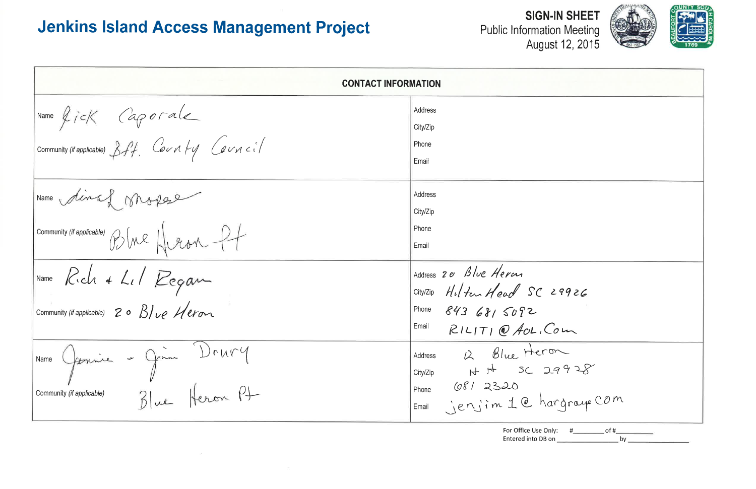# Jenkins Island Access Management Project

**SIGN-IN SHEET**
Public Information Meeting
August 12, 2015

| CONTACT INFORMATION | |
|---|---|
| Name: Rick Caporale<br>Community (if applicable): Bft. County Council | Address:<br>City/Zip:<br>Phone:<br>Email: |
| Name: Sinal Mosese<br>Community (if applicable): Blue Heron Pt | Address:<br>City/Zip:<br>Phone:<br>Email: |
| Name: Rich + Lil Regan<br>Community (if applicable): 20 Blue Heron | Address: 20 Blue Heron<br>City/Zip: Hilton Head SC 29926<br>Phone: 843 681 5092<br>Email: RILITI@AOL.Com |
| Name: Jennie + Jim Drury<br>Community (if applicable): Blue Heron Pt | Address: 12 Blue Heron<br>City/Zip: H H SC 29928<br>Phone: 681 2320<br>Email: jenjim1@hargray.com |

For Office Use Only: #________ of #________
Entered into DB on ________________ by ________________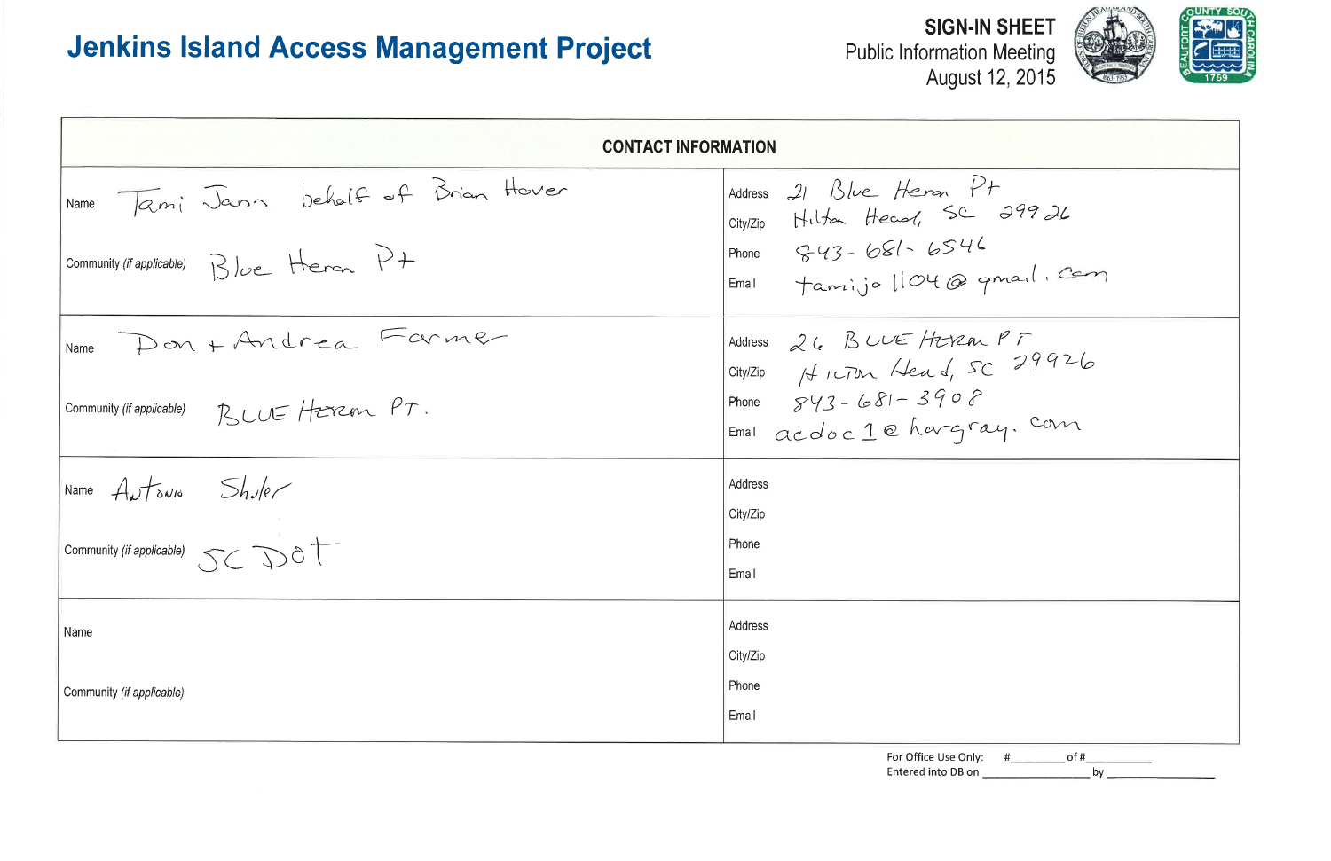# Jenkins Island Access Management Project

**SIGN-IN SHEET**
Public Information Meeting
August 12, 2015

| CONTACT INFORMATION | |
|---|---|
| Name: Tami Jann behalf of Brian Hover<br>Community (if applicable): Blue Heron Pt | Address: 21 Blue Heron Pt<br>City/Zip: Hilton Head, SC 29926<br>Phone: 843-681-6546<br>Email: tamijo1104@gmail.com |
| Name: Don + Andrea Farmer<br>Community (if applicable): BLUE HERON PT. | Address: 26 BLUE HERON PT<br>City/Zip: Hilton Head, SC 29926<br>Phone: 843-681-3908<br>Email: acdoc1@hargray.com |
| Name: Antonio Shuler<br>Community (if applicable): SC DOT | Address:<br>City/Zip:<br>Phone:<br>Email: |
| Name:<br>Community (if applicable): | Address:<br>City/Zip:<br>Phone:<br>Email: |

For Office Use Only: #________ of #__________
Entered into DB on ________________ by ________________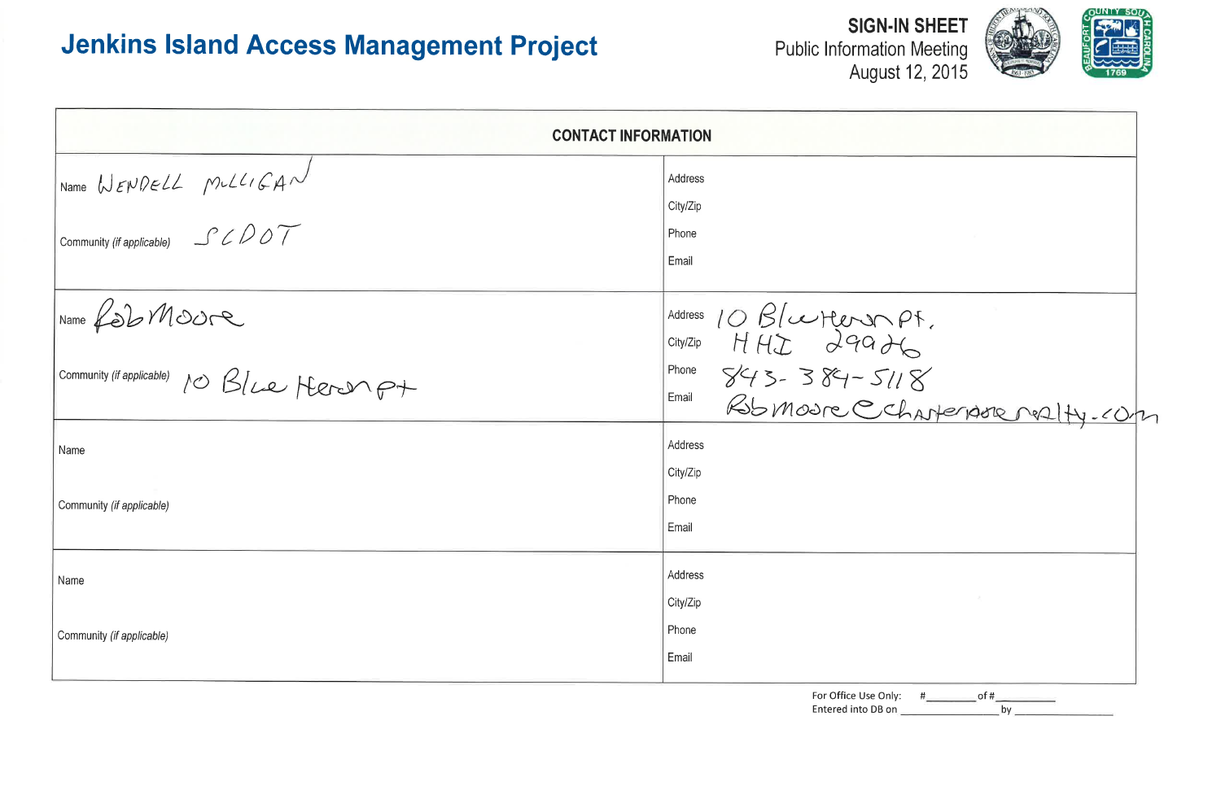# Jenkins Island Access Management Project

**SIGN-IN SHEET**
Public Information Meeting
August 12, 2015

| CONTACT INFORMATION | |
|---|---|
| Name WENDELL MILLIGAN<br><br>Community *(if applicable)* SCDOT | Address<br>City/Zip<br>Phone<br>Email |
| Name Rob Moore<br><br>Community *(if applicable)* 10 Blue Heron Pt | Address 10 Blue Heron Pt.<br>City/Zip HHI 29926<br>Phone 843-384-5118<br>Email Robmoore@charternorealty.com |
| Name<br><br>Community *(if applicable)* | Address<br>City/Zip<br>Phone<br>Email |
| Name<br><br>Community *(if applicable)* | Address<br>City/Zip<br>Phone<br>Email |

For Office Use Only: #________ of #__________
Entered into DB on ________________ by ________________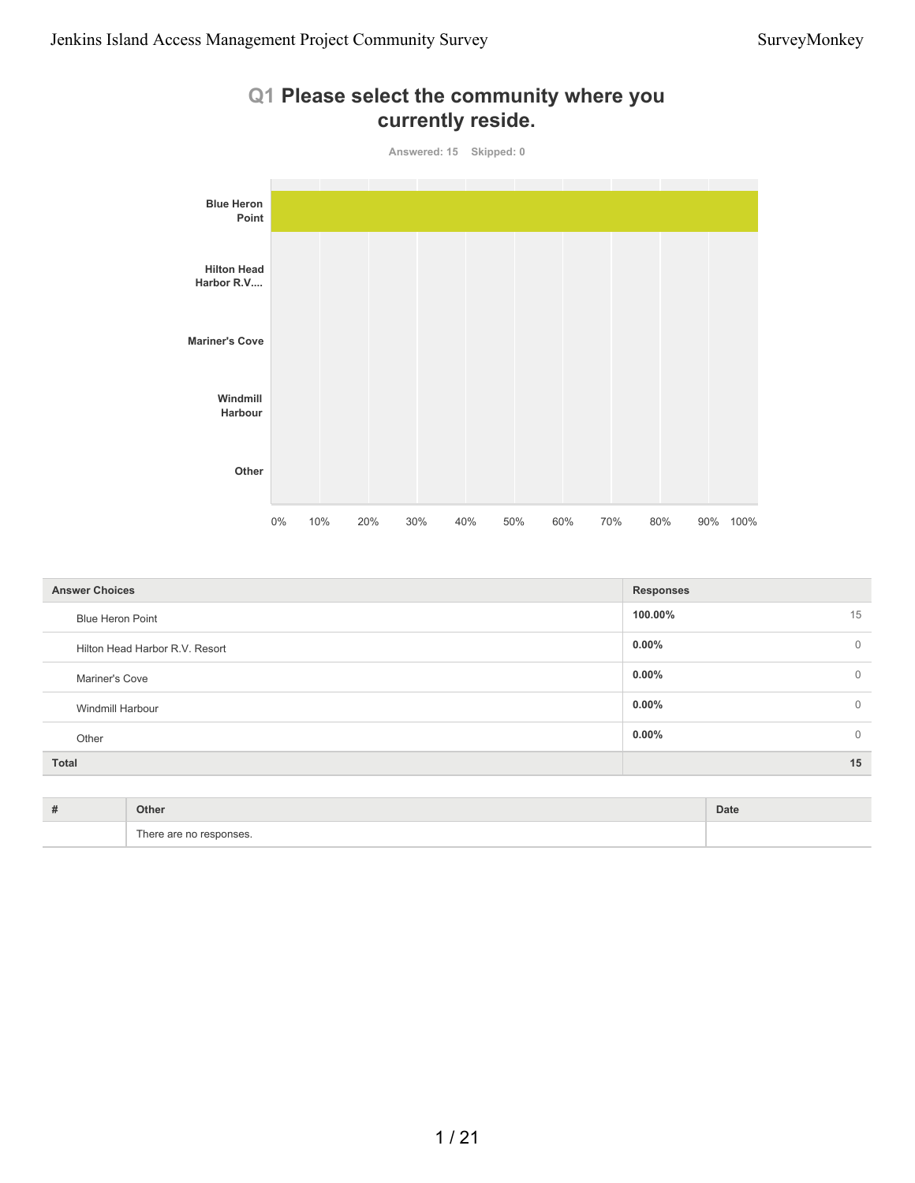## Q1 Please select the community where you currently reside.

Answered: 15 Skipped: 0

| Answer Choices | Responses | |
|---|---|---|
| Blue Heron Point | **100.00%** | 15 |
| Hilton Head Harbor R.V. Resort | **0.00%** | 0 |
| Mariner's Cove | **0.00%** | 0 |
| Windmill Harbour | **0.00%** | 0 |
| Other | **0.00%** | 0 |
| **Total** | | **15** |

| # | Other | Date |
|---|---|---|
| | There are no responses. | |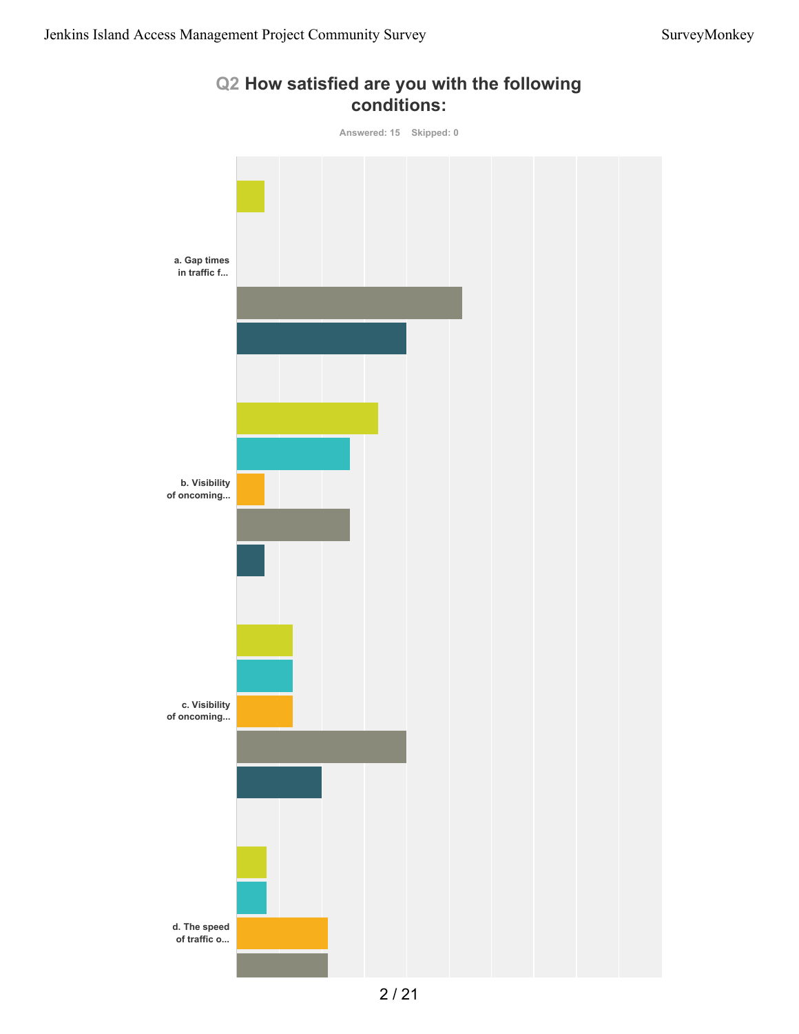## Q2 How satisfied are you with the following conditions:

Answered: 15 Skipped: 0

a. Gap times in traffic f...

b. Visibility of oncoming...

c. Visibility of oncoming...

d. The speed of traffic o...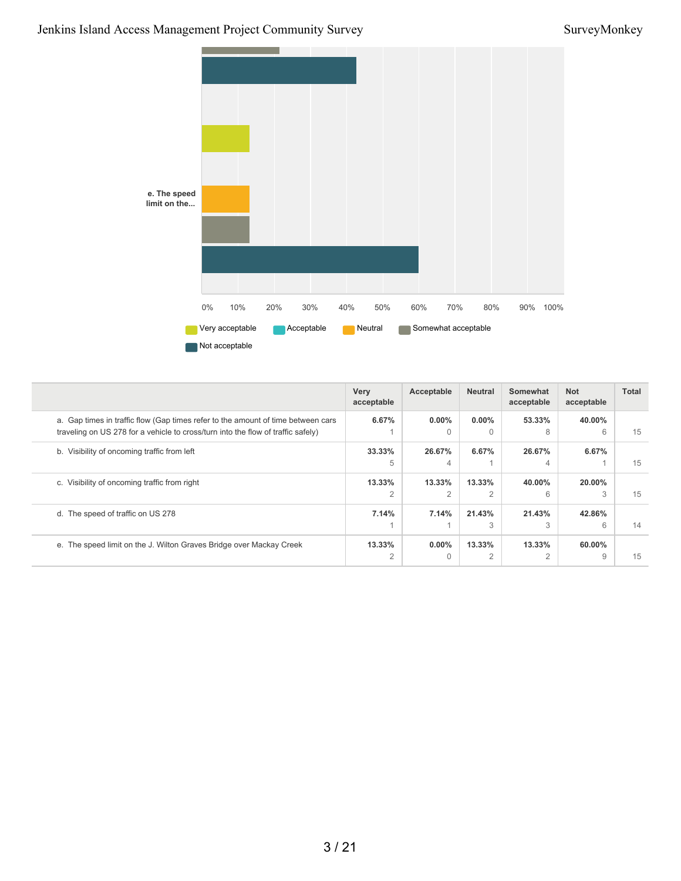| | Very acceptable | Acceptable | Neutral | Somewhat acceptable | Not acceptable | Total |
|---|---|---|---|---|---|---|
| a. Gap times in traffic flow (Gap times refer to the amount of time between cars traveling on US 278 for a vehicle to cross/turn into the flow of traffic safely) | 6.67% 1 | 0.00% 0 | 0.00% 0 | 53.33% 8 | 40.00% 6 | 15 |
| b. Visibility of oncoming traffic from left | 33.33% 5 | 26.67% 4 | 6.67% 1 | 26.67% 4 | 6.67% 1 | 15 |
| c. Visibility of oncoming traffic from right | 13.33% 2 | 13.33% 2 | 13.33% 2 | 40.00% 6 | 20.00% 3 | 15 |
| d. The speed of traffic on US 278 | 7.14% 1 | 7.14% 1 | 21.43% 3 | 21.43% 3 | 42.86% 6 | 14 |
| e. The speed limit on the J. Wilton Graves Bridge over Mackay Creek | 13.33% 2 | 0.00% 0 | 13.33% 2 | 13.33% 2 | 60.00% 9 | 15 |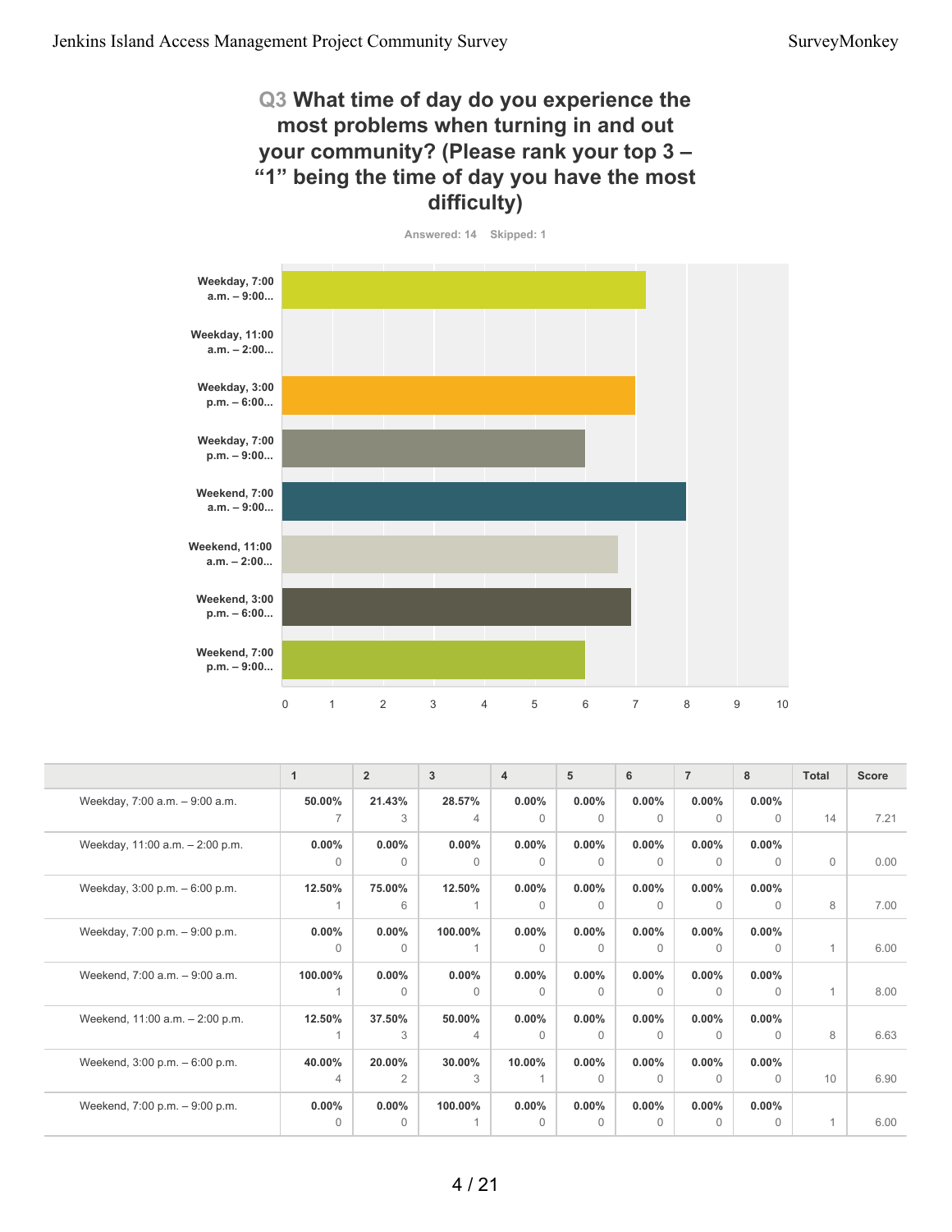## Q3 What time of day do you experience the most problems when turning in and out your community? (Please rank your top 3 – “1” being the time of day you have the most difficulty)

Answered: 14 Skipped: 1

| | 1 | 2 | 3 | 4 | 5 | 6 | 7 | 8 | Total | Score |
|---|---|---|---|---|---|---|---|---|---|---|
| Weekday, 7:00 a.m. – 9:00 a.m. | **50.00%** 7 | **21.43%** 3 | **28.57%** 4 | **0.00%** 0 | **0.00%** 0 | **0.00%** 0 | **0.00%** 0 | **0.00%** 0 | 14 | 7.21 |
| Weekday, 11:00 a.m. – 2:00 p.m. | **0.00%** 0 | **0.00%** 0 | **0.00%** 0 | **0.00%** 0 | **0.00%** 0 | **0.00%** 0 | **0.00%** 0 | **0.00%** 0 | 0 | 0.00 |
| Weekday, 3:00 p.m. – 6:00 p.m. | **12.50%** 1 | **75.00%** 6 | **12.50%** 1 | **0.00%** 0 | **0.00%** 0 | **0.00%** 0 | **0.00%** 0 | **0.00%** 0 | 8 | 7.00 |
| Weekday, 7:00 p.m. – 9:00 p.m. | **0.00%** 0 | **0.00%** 0 | **100.00%** 1 | **0.00%** 0 | **0.00%** 0 | **0.00%** 0 | **0.00%** 0 | **0.00%** 0 | 1 | 6.00 |
| Weekend, 7:00 a.m. – 9:00 a.m. | **100.00%** 1 | **0.00%** 0 | **0.00%** 0 | **0.00%** 0 | **0.00%** 0 | **0.00%** 0 | **0.00%** 0 | **0.00%** 0 | 1 | 8.00 |
| Weekend, 11:00 a.m. – 2:00 p.m. | **12.50%** 1 | **37.50%** 3 | **50.00%** 4 | **0.00%** 0 | **0.00%** 0 | **0.00%** 0 | **0.00%** 0 | **0.00%** 0 | 8 | 6.63 |
| Weekend, 3:00 p.m. – 6:00 p.m. | **40.00%** 4 | **20.00%** 2 | **30.00%** 3 | **10.00%** 1 | **0.00%** 0 | **0.00%** 0 | **0.00%** 0 | **0.00%** 0 | 10 | 6.90 |
| Weekend, 7:00 p.m. – 9:00 p.m. | **0.00%** 0 | **0.00%** 0 | **100.00%** 1 | **0.00%** 0 | **0.00%** 0 | **0.00%** 0 | **0.00%** 0 | **0.00%** 0 | 1 | 6.00 |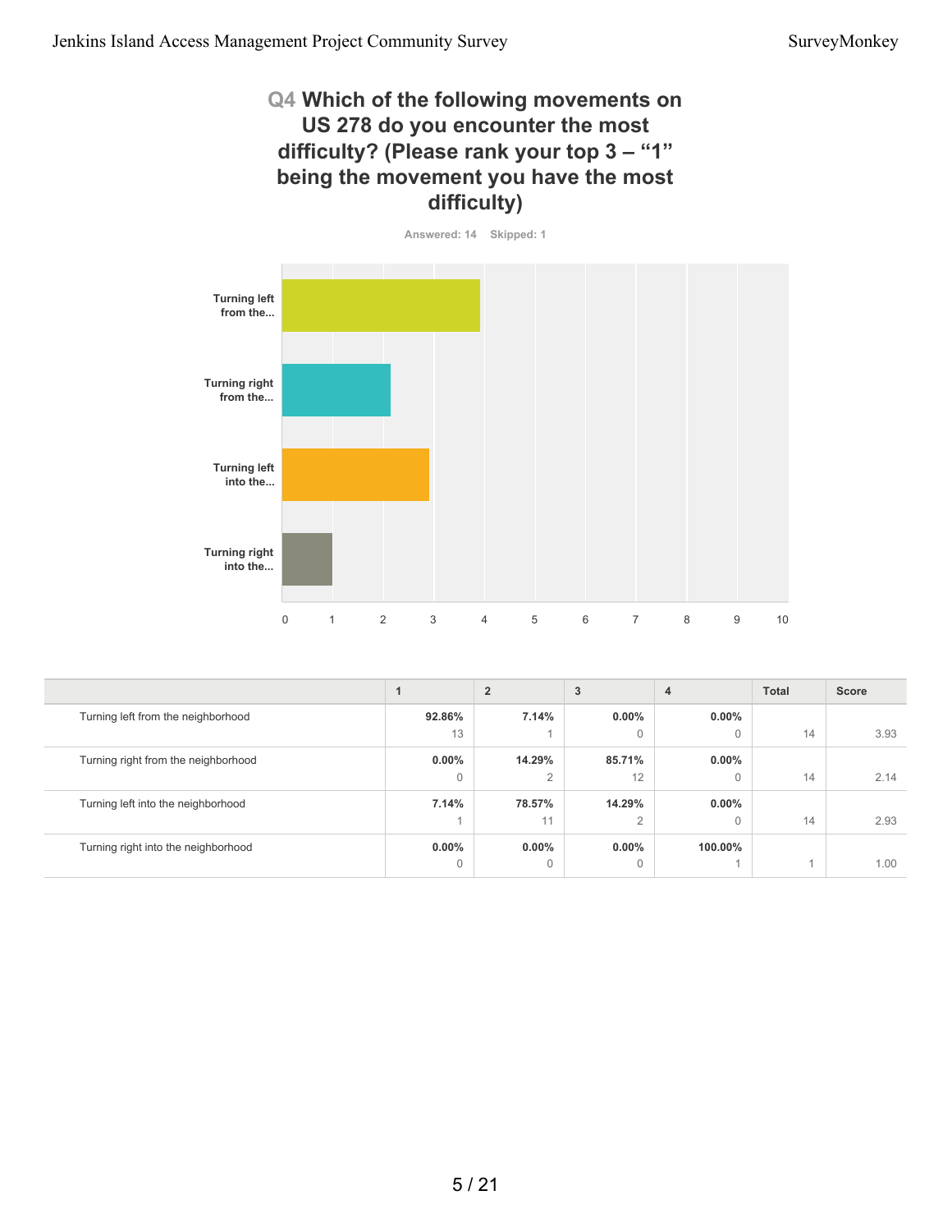## Q4 Which of the following movements on US 278 do you encounter the most difficulty? (Please rank your top 3 – "1" being the movement you have the most difficulty)

Answered: 14 Skipped: 1

| | 1 | 2 | 3 | 4 | Total | Score |
|---|---|---|---|---|---|---|
| Turning left from the neighborhood | 92.86% 13 | 7.14% 1 | 0.00% 0 | 0.00% 0 | 14 | 3.93 |
| Turning right from the neighborhood | 0.00% 0 | 14.29% 2 | 85.71% 12 | 0.00% 0 | 14 | 2.14 |
| Turning left into the neighborhood | 7.14% 1 | 78.57% 11 | 14.29% 2 | 0.00% 0 | 14 | 2.93 |
| Turning right into the neighborhood | 0.00% 0 | 0.00% 0 | 0.00% 0 | 100.00% 1 | 1 | 1.00 |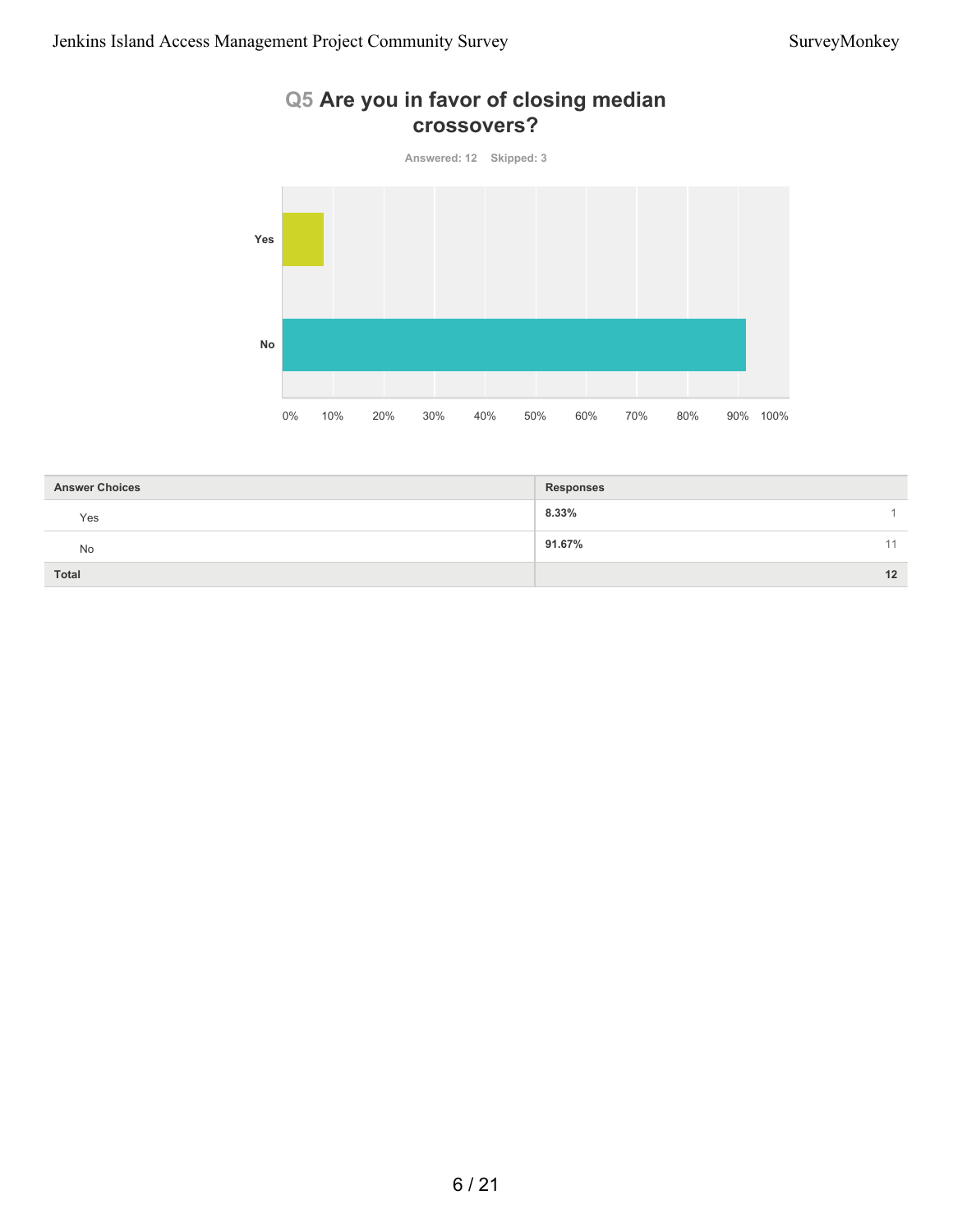## Q5 Are you in favor of closing median crossovers?

Answered: 12 Skipped: 3

| Answer Choices | Responses | |
|---|---|---|
| Yes | 8.33% | 1 |
| No | 91.67% | 11 |
| **Total** | | **12** |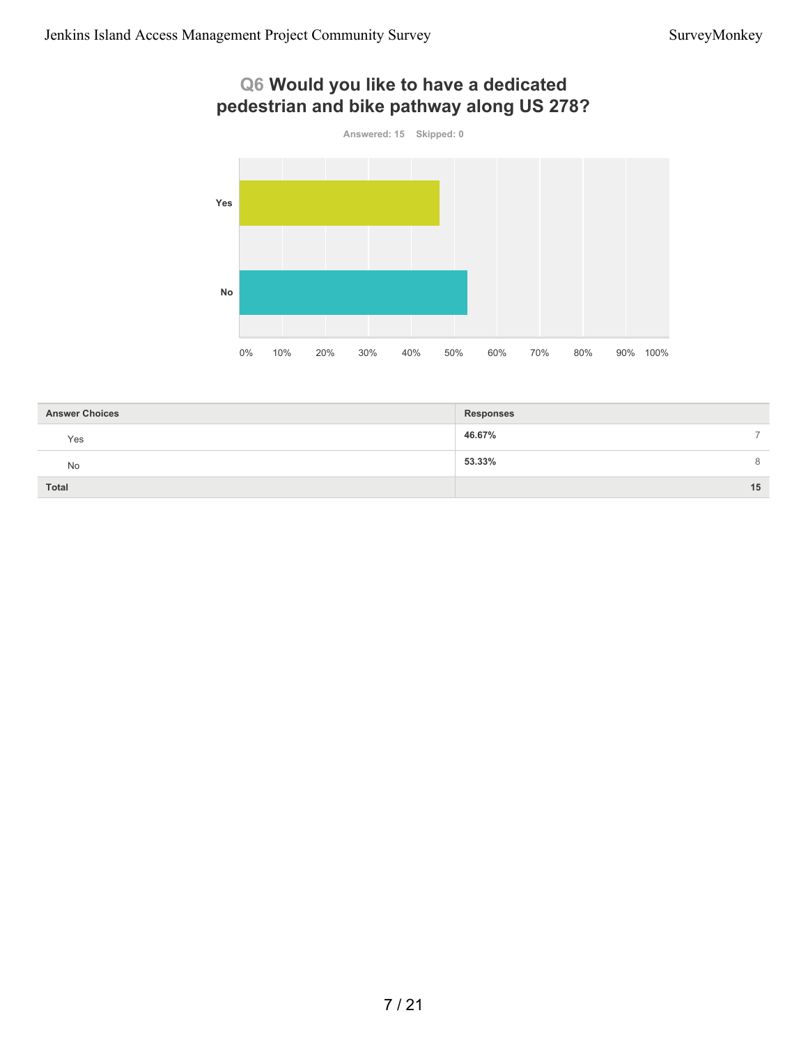## Q6 Would you like to have a dedicated pedestrian and bike pathway along US 278?

Answered: 15 Skipped: 0

| Answer Choices | Responses | |
|---|---|---|
| Yes | 46.67% | 7 |
| No | 53.33% | 8 |
| Total | | 15 |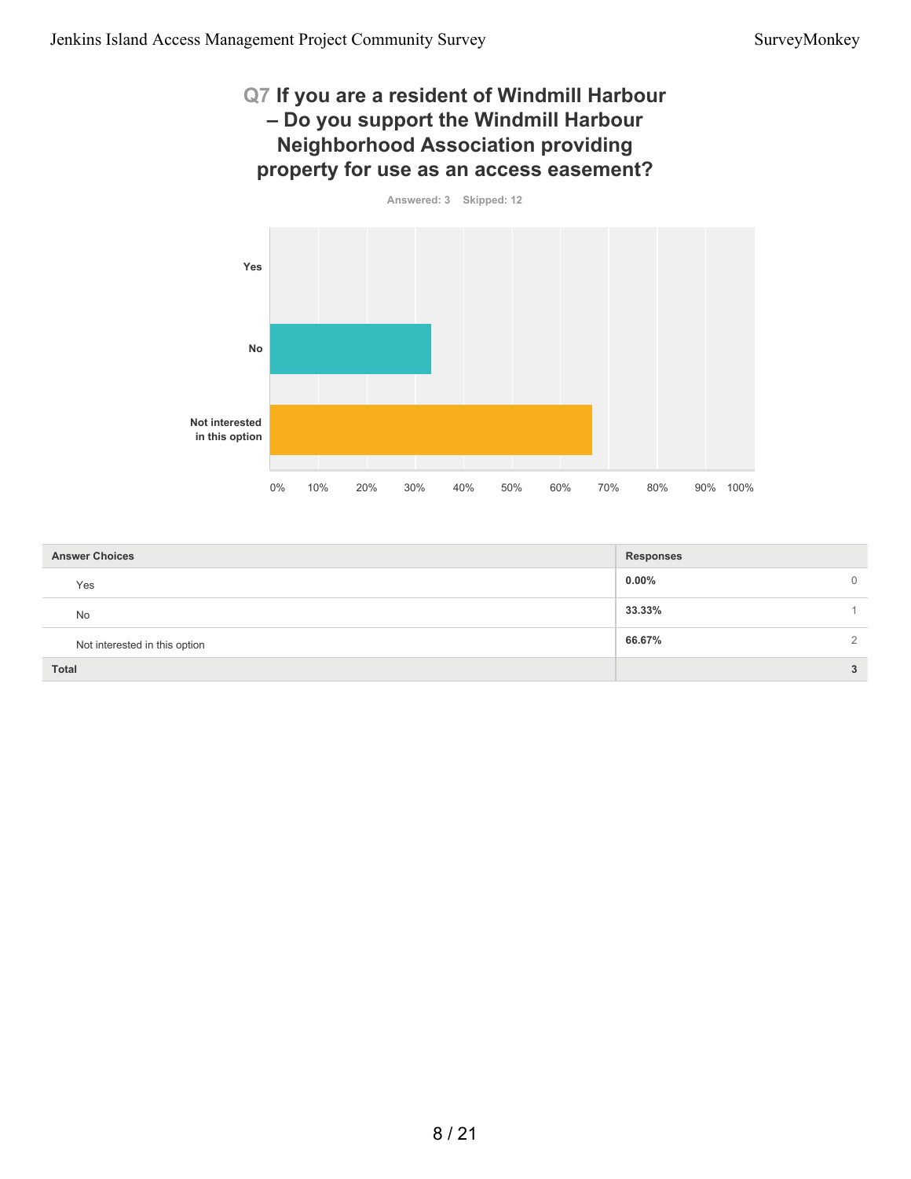## Q7 If you are a resident of Windmill Harbour – Do you support the Windmill Harbour Neighborhood Association providing property for use as an access easement?

Answered: 3 Skipped: 12

| Answer Choices | Responses | |
|---|---|---|
| Yes | 0.00% | 0 |
| No | 33.33% | 1 |
| Not interested in this option | 66.67% | 2 |
| **Total** | | **3** |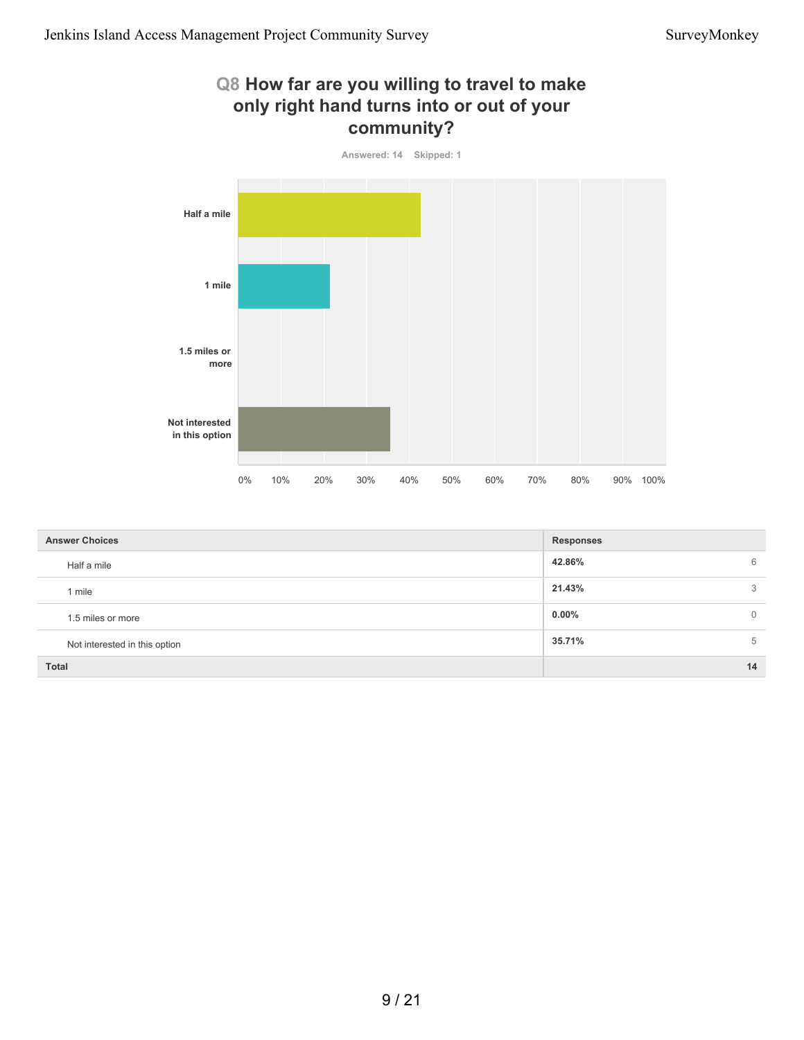## Q8 How far are you willing to travel to make only right hand turns into or out of your community?

Answered: 14 Skipped: 1

| Answer Choices | Responses | |
|---|---|---|
| Half a mile | 42.86% | 6 |
| 1 mile | 21.43% | 3 |
| 1.5 miles or more | 0.00% | 0 |
| Not interested in this option | 35.71% | 5 |
| **Total** | | **14** |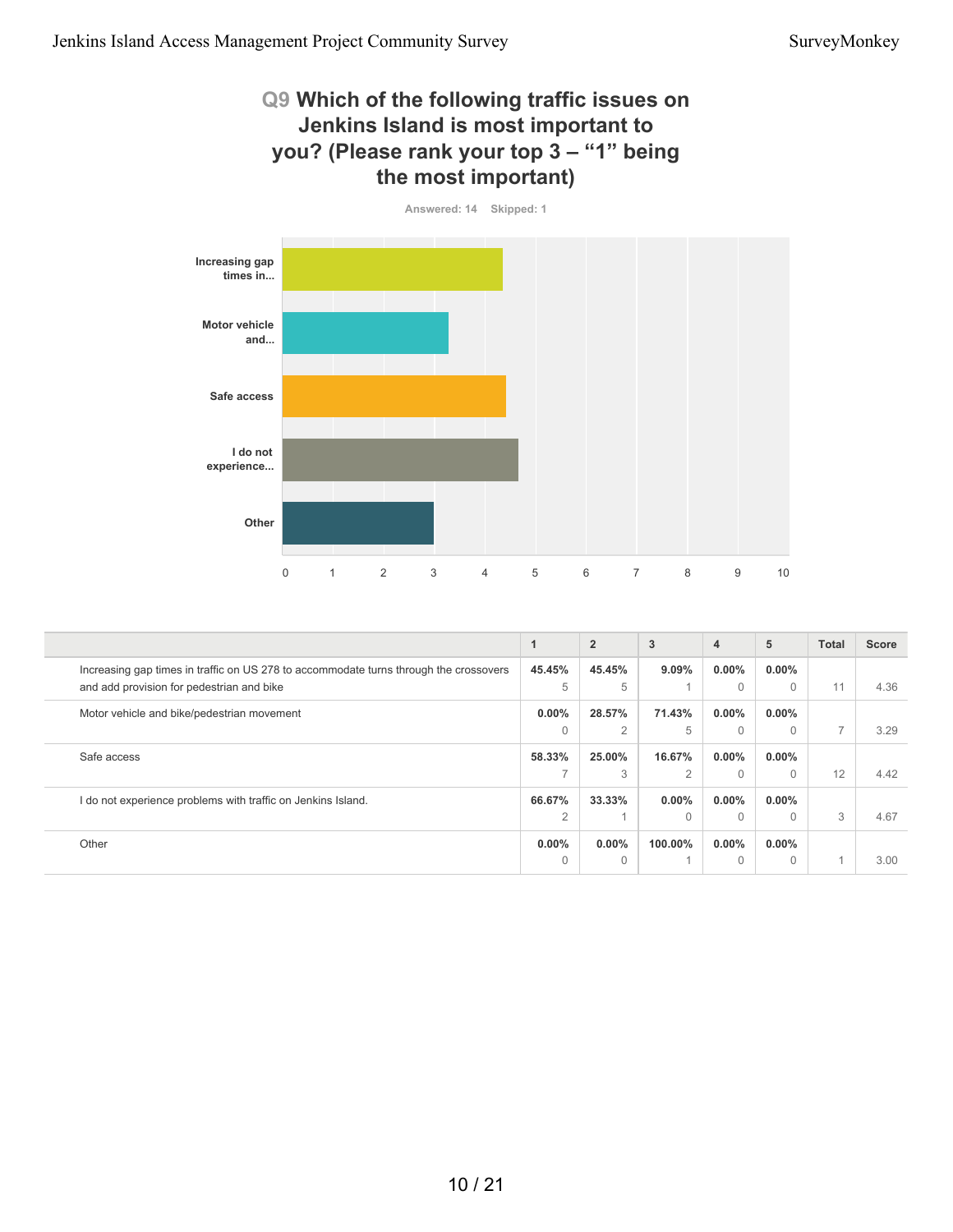## Q9 Which of the following traffic issues on Jenkins Island is most important to you? (Please rank your top 3 – "1" being the most important)

Answered: 14 Skipped: 1

|  | 1 | 2 | 3 | 4 | 5 | Total | Score |
|---|---|---|---|---|---|---|---|
| Increasing gap times in traffic on US 278 to accommodate turns through the crossovers and add provision for pedestrian and bike | 45.45%<br>5 | 45.45%<br>5 | 9.09%<br>1 | 0.00%<br>0 | 0.00%<br>0 | 11 | 4.36 |
| Motor vehicle and bike/pedestrian movement | 0.00%<br>0 | 28.57%<br>2 | 71.43%<br>5 | 0.00%<br>0 | 0.00%<br>0 | 7 | 3.29 |
| Safe access | 58.33%<br>7 | 25.00%<br>3 | 16.67%<br>2 | 0.00%<br>0 | 0.00%<br>0 | 12 | 4.42 |
| I do not experience problems with traffic on Jenkins Island. | 66.67%<br>2 | 33.33%<br>1 | 0.00%<br>0 | 0.00%<br>0 | 0.00%<br>0 | 3 | 4.67 |
| Other | 0.00%<br>0 | 0.00%<br>0 | 100.00%<br>1 | 0.00%<br>0 | 0.00%<br>0 | 1 | 3.00 |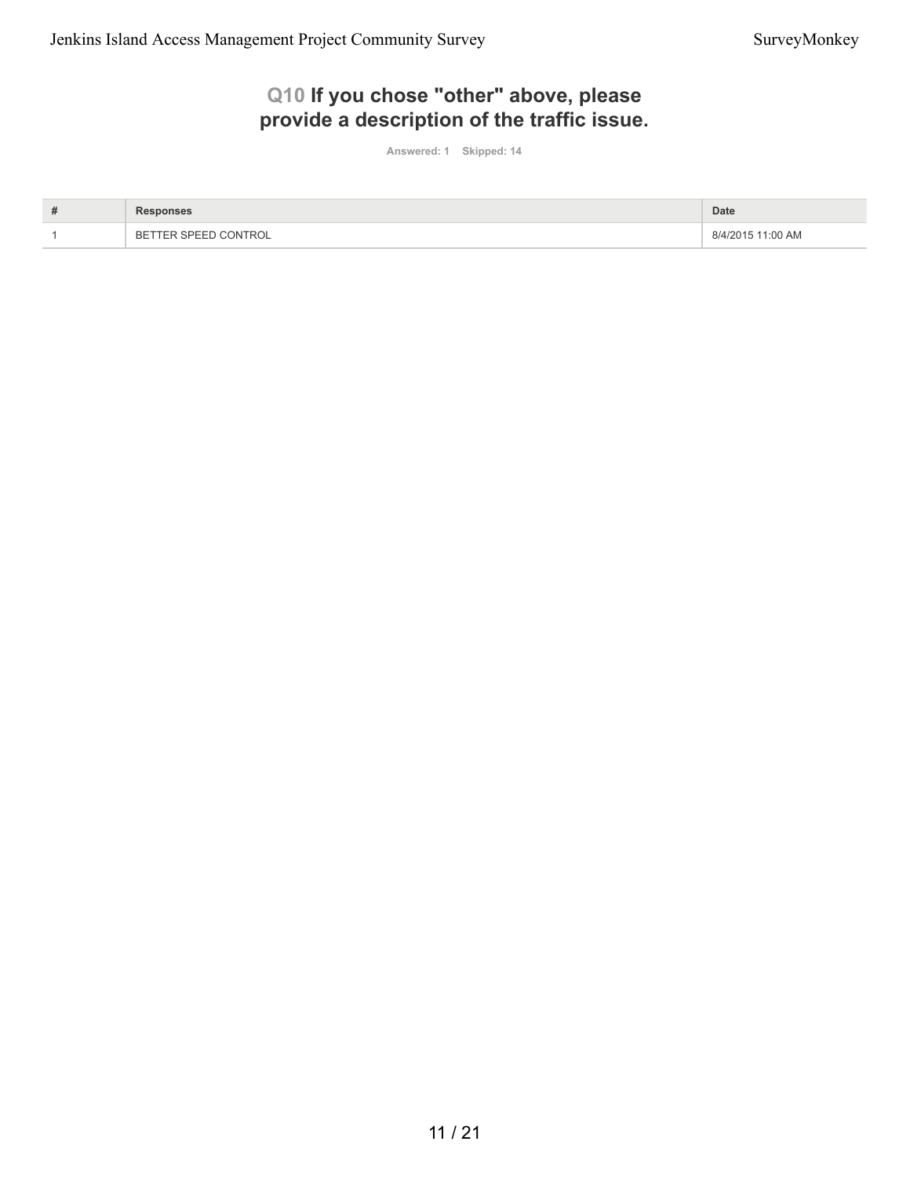## Q10 If you chose "other" above, please provide a description of the traffic issue.

Answered: 1 Skipped: 14

| # | Responses | Date |
|---|---|---|
| 1 | BETTER SPEED CONTROL | 8/4/2015 11:00 AM |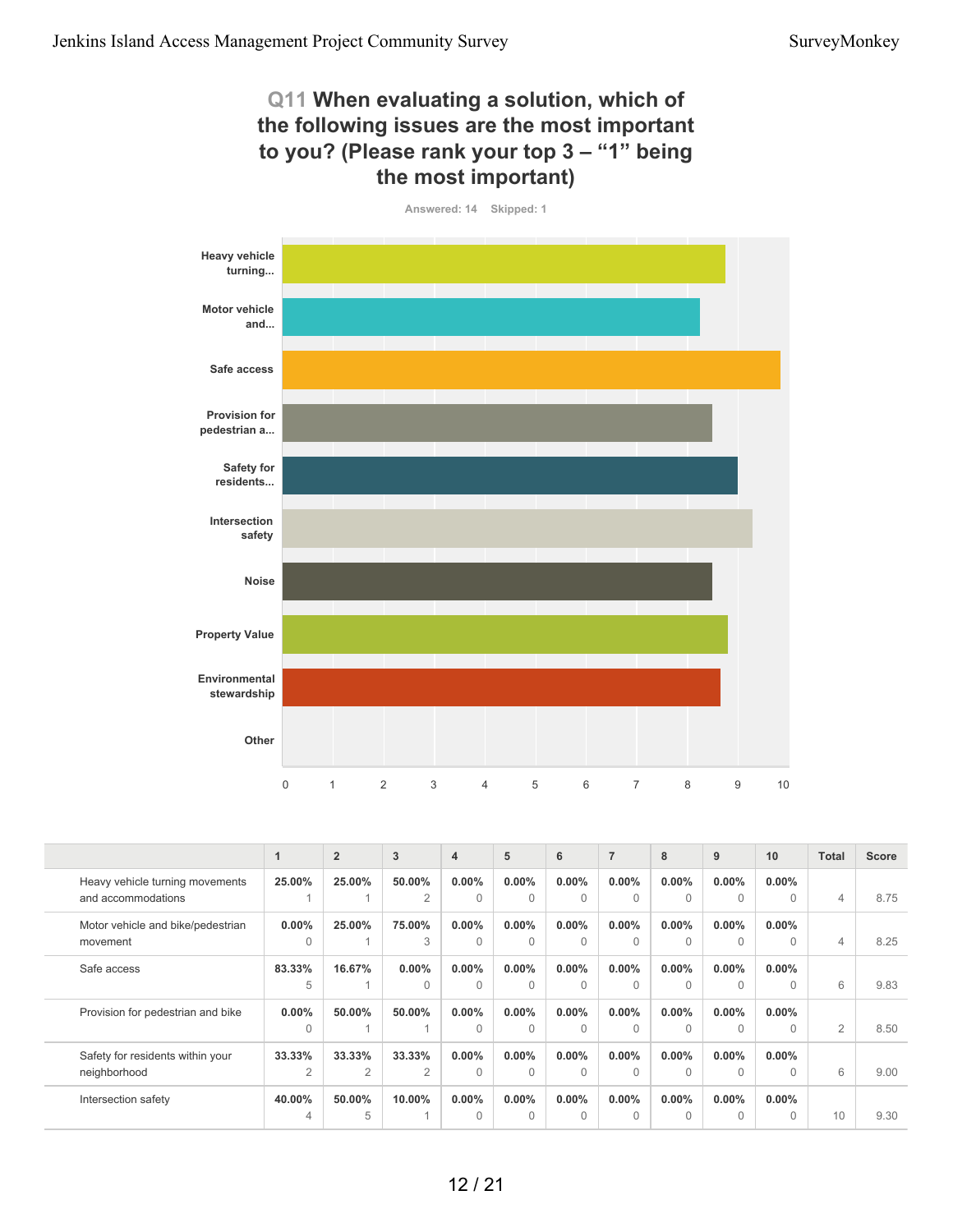## Q11 When evaluating a solution, which of the following issues are the most important to you? (Please rank your top 3 – "1" being the most important)

Answered: 14 Skipped: 1

| | 1 | 2 | 3 | 4 | 5 | 6 | 7 | 8 | 9 | 10 | Total | Score |
|---|---|---|---|---|---|---|---|---|---|---|---|---|
| Heavy vehicle turning movements and accommodations | 25.00% 1 | 25.00% 1 | 50.00% 2 | 0.00% 0 | 0.00% 0 | 0.00% 0 | 0.00% 0 | 0.00% 0 | 0.00% 0 | 0.00% 0 | 4 | 8.75 |
| Motor vehicle and bike/pedestrian movement | 0.00% 0 | 25.00% 1 | 75.00% 3 | 0.00% 0 | 0.00% 0 | 0.00% 0 | 0.00% 0 | 0.00% 0 | 0.00% 0 | 0.00% 0 | 4 | 8.25 |
| Safe access | 83.33% 5 | 16.67% 1 | 0.00% 0 | 0.00% 0 | 0.00% 0 | 0.00% 0 | 0.00% 0 | 0.00% 0 | 0.00% 0 | 0.00% 0 | 6 | 9.83 |
| Provision for pedestrian and bike | 0.00% 0 | 50.00% 1 | 50.00% 1 | 0.00% 0 | 0.00% 0 | 0.00% 0 | 0.00% 0 | 0.00% 0 | 0.00% 0 | 0.00% 0 | 2 | 8.50 |
| Safety for residents within your neighborhood | 33.33% 2 | 33.33% 2 | 33.33% 2 | 0.00% 0 | 0.00% 0 | 0.00% 0 | 0.00% 0 | 0.00% 0 | 0.00% 0 | 0.00% 0 | 6 | 9.00 |
| Intersection safety | 40.00% 4 | 50.00% 5 | 10.00% 1 | 0.00% 0 | 0.00% 0 | 0.00% 0 | 0.00% 0 | 0.00% 0 | 0.00% 0 | 0.00% 0 | 10 | 9.30 |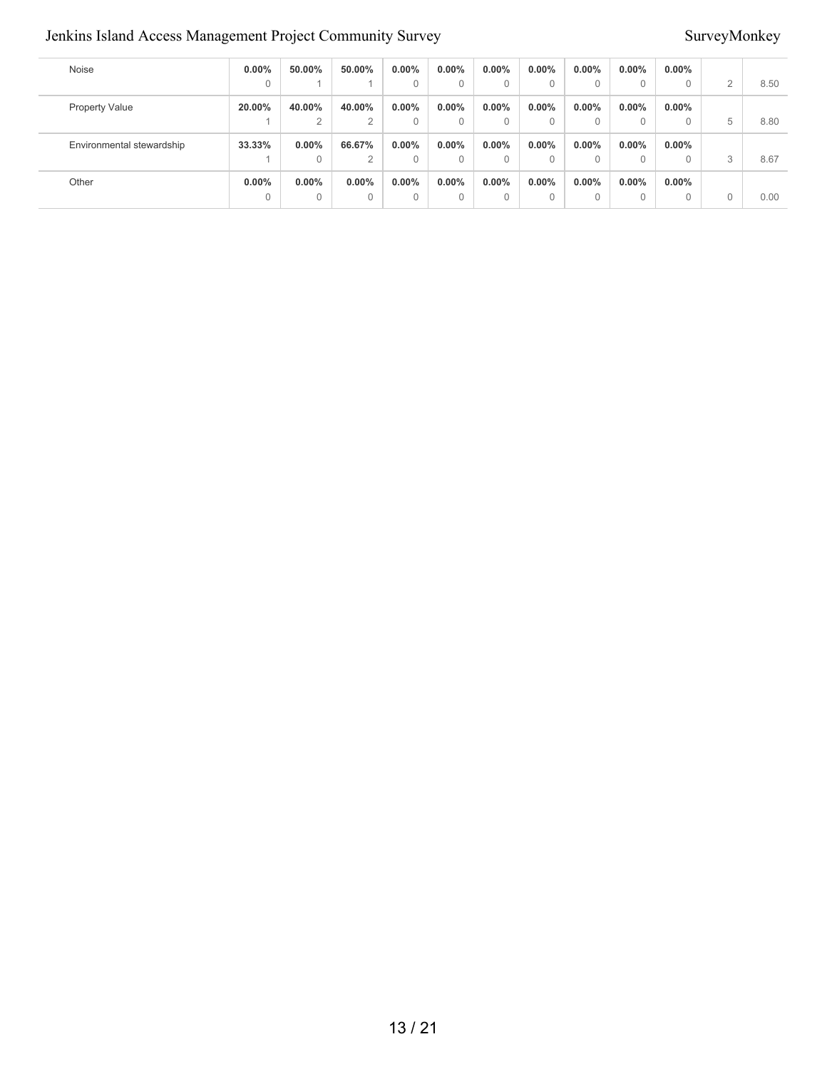| | | | | | | | | | | | | |
|---|---|---|---|---|---|---|---|---|---|---|---|---|
| Noise | **0.00%** 0 | **50.00%** 1 | **50.00%** 1 | **0.00%** 0 | **0.00%** 0 | **0.00%** 0 | **0.00%** 0 | **0.00%** 0 | **0.00%** 0 | **0.00%** 0 | 2 | 8.50 |
| Property Value | **20.00%** 1 | **40.00%** 2 | **40.00%** 2 | **0.00%** 0 | **0.00%** 0 | **0.00%** 0 | **0.00%** 0 | **0.00%** 0 | **0.00%** 0 | **0.00%** 0 | 5 | 8.80 |
| Environmental stewardship | **33.33%** 1 | **0.00%** 0 | **66.67%** 2 | **0.00%** 0 | **0.00%** 0 | **0.00%** 0 | **0.00%** 0 | **0.00%** 0 | **0.00%** 0 | **0.00%** 0 | 3 | 8.67 |
| Other | **0.00%** 0 | **0.00%** 0 | **0.00%** 0 | **0.00%** 0 | **0.00%** 0 | **0.00%** 0 | **0.00%** 0 | **0.00%** 0 | **0.00%** 0 | **0.00%** 0 | 0 | 0.00 |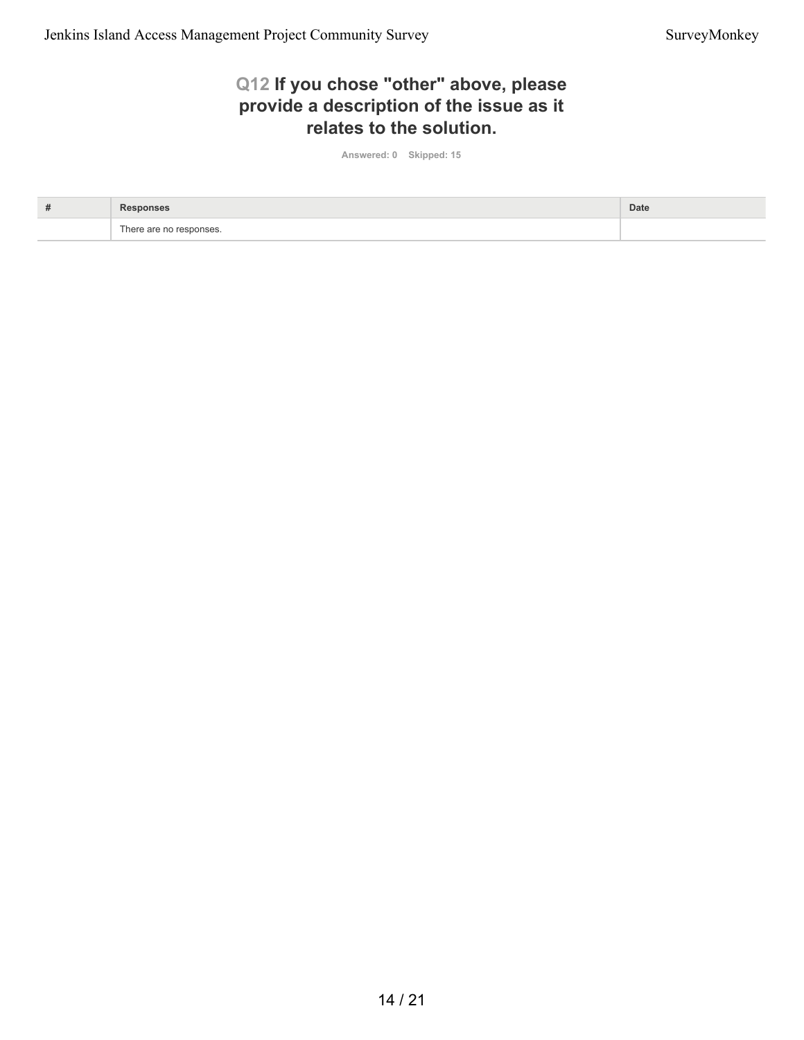## Q12 If you chose "other" above, please provide a description of the issue as it relates to the solution.

Answered: 0 Skipped: 15

| # | Responses | Date |
|---|---|---|
| | There are no responses. | |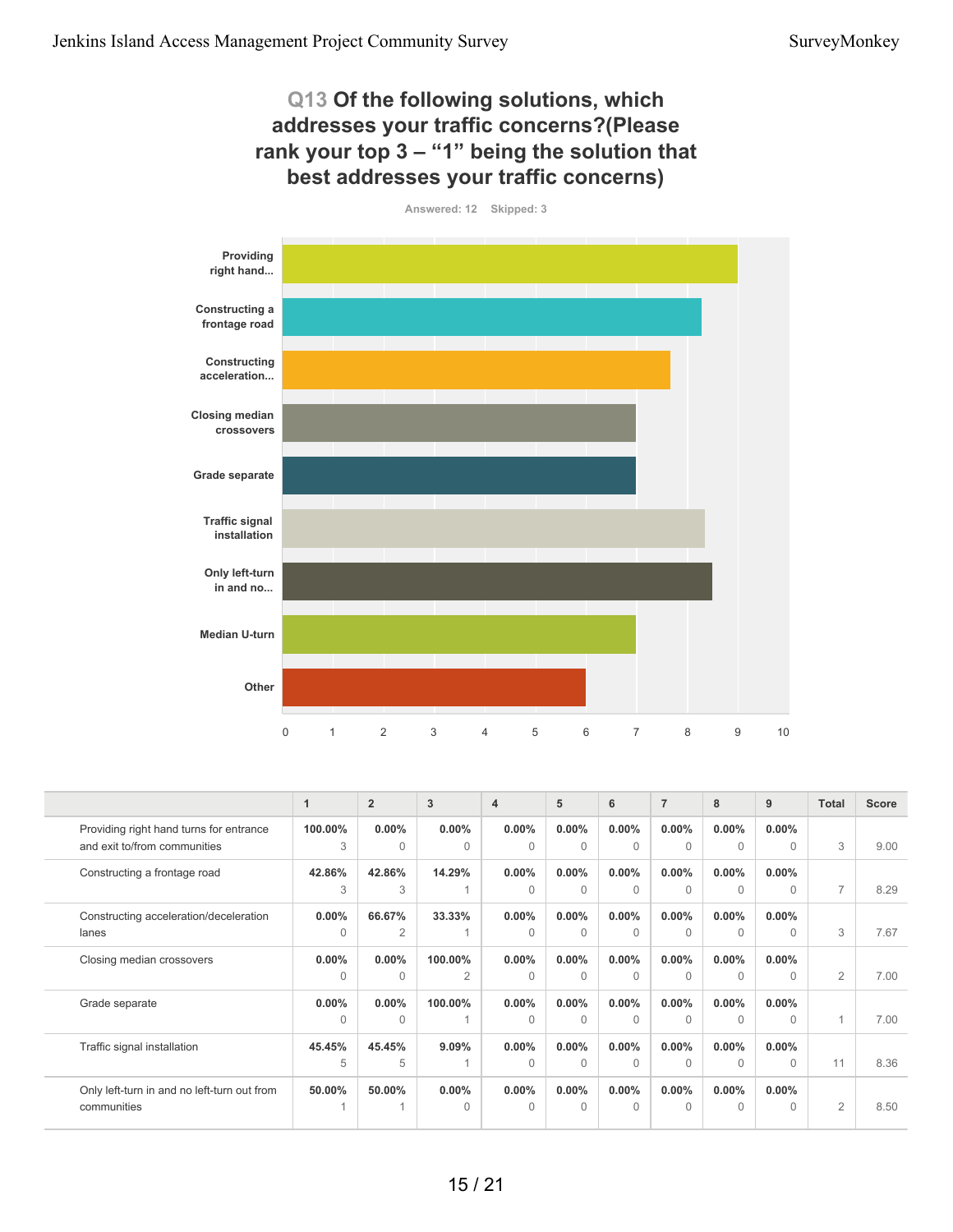## Q13 Of the following solutions, which addresses your traffic concerns?(Please rank your top 3 – "1" being the solution that best addresses your traffic concerns)

Answered: 12 Skipped: 3

|  | 1 | 2 | 3 | 4 | 5 | 6 | 7 | 8 | 9 | Total | Score |
|---|---|---|---|---|---|---|---|---|---|---|---|
| Providing right hand turns for entrance and exit to/from communities | 100.00% 3 | 0.00% 0 | 0.00% 0 | 0.00% 0 | 0.00% 0 | 0.00% 0 | 0.00% 0 | 0.00% 0 | 0.00% 0 | 3 | 9.00 |
| Constructing a frontage road | 42.86% 3 | 42.86% 3 | 14.29% 1 | 0.00% 0 | 0.00% 0 | 0.00% 0 | 0.00% 0 | 0.00% 0 | 0.00% 0 | 7 | 8.29 |
| Constructing acceleration/deceleration lanes | 0.00% 0 | 66.67% 2 | 33.33% 1 | 0.00% 0 | 0.00% 0 | 0.00% 0 | 0.00% 0 | 0.00% 0 | 0.00% 0 | 3 | 7.67 |
| Closing median crossovers | 0.00% 0 | 0.00% 0 | 100.00% 2 | 0.00% 0 | 0.00% 0 | 0.00% 0 | 0.00% 0 | 0.00% 0 | 0.00% 0 | 2 | 7.00 |
| Grade separate | 0.00% 0 | 0.00% 0 | 100.00% 1 | 0.00% 0 | 0.00% 0 | 0.00% 0 | 0.00% 0 | 0.00% 0 | 0.00% 0 | 1 | 7.00 |
| Traffic signal installation | 45.45% 5 | 45.45% 5 | 9.09% 1 | 0.00% 0 | 0.00% 0 | 0.00% 0 | 0.00% 0 | 0.00% 0 | 0.00% 0 | 11 | 8.36 |
| Only left-turn in and no left-turn out from communities | 50.00% 1 | 50.00% 1 | 0.00% 0 | 0.00% 0 | 0.00% 0 | 0.00% 0 | 0.00% 0 | 0.00% 0 | 0.00% 0 | 2 | 8.50 |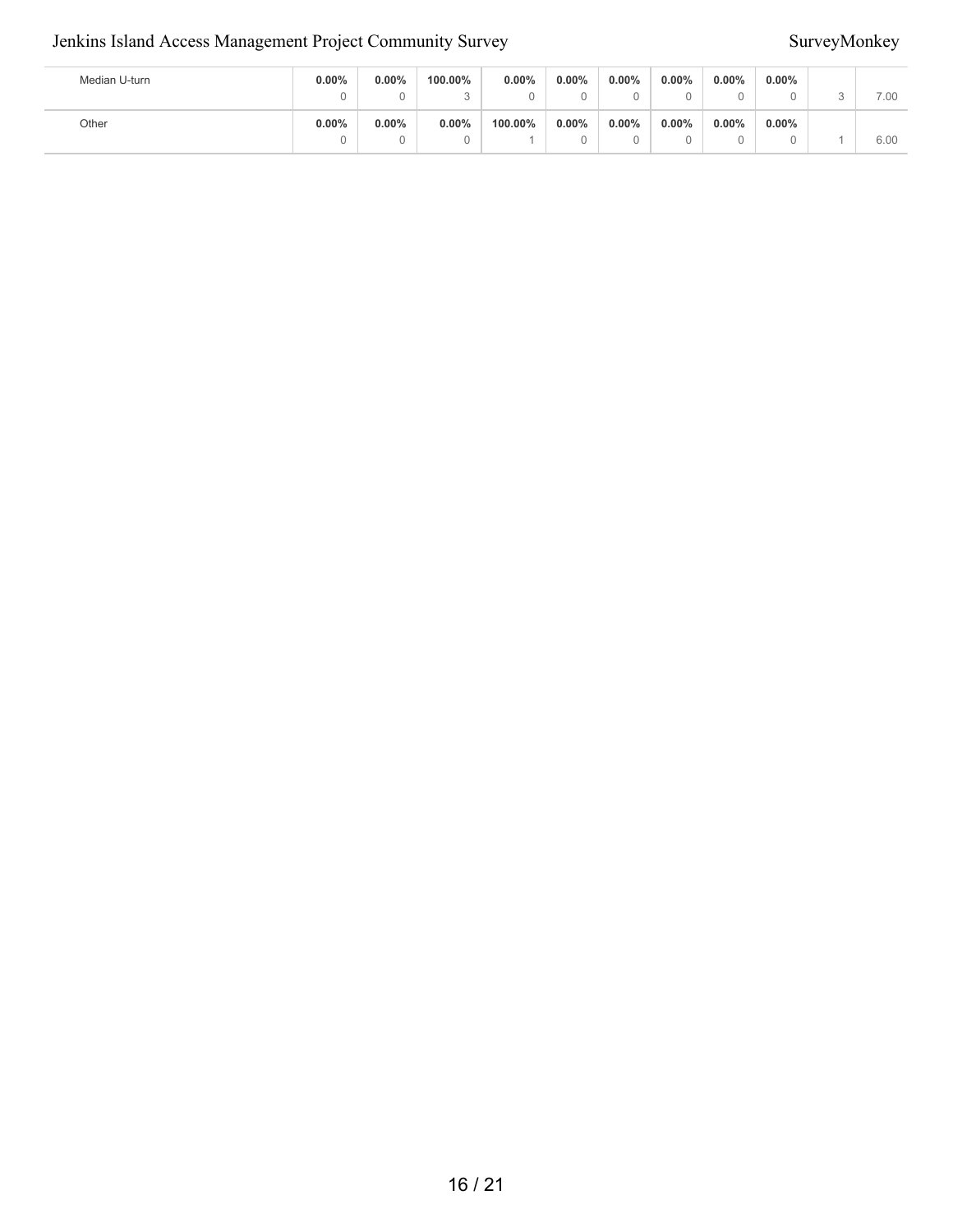| | | | | | | | | | | | |
|---|---|---|---|---|---|---|---|---|---|---|---|
| Median U-turn | **0.00%** 0 | **0.00%** 0 | **100.00%** 3 | **0.00%** 0 | **0.00%** 0 | **0.00%** 0 | **0.00%** 0 | **0.00%** 0 | **0.00%** 0 | 3 | 7.00 |
| Other | **0.00%** 0 | **0.00%** 0 | **0.00%** 0 | **100.00%** 1 | **0.00%** 0 | **0.00%** 0 | **0.00%** 0 | **0.00%** 0 | **0.00%** 0 | 1 | 6.00 |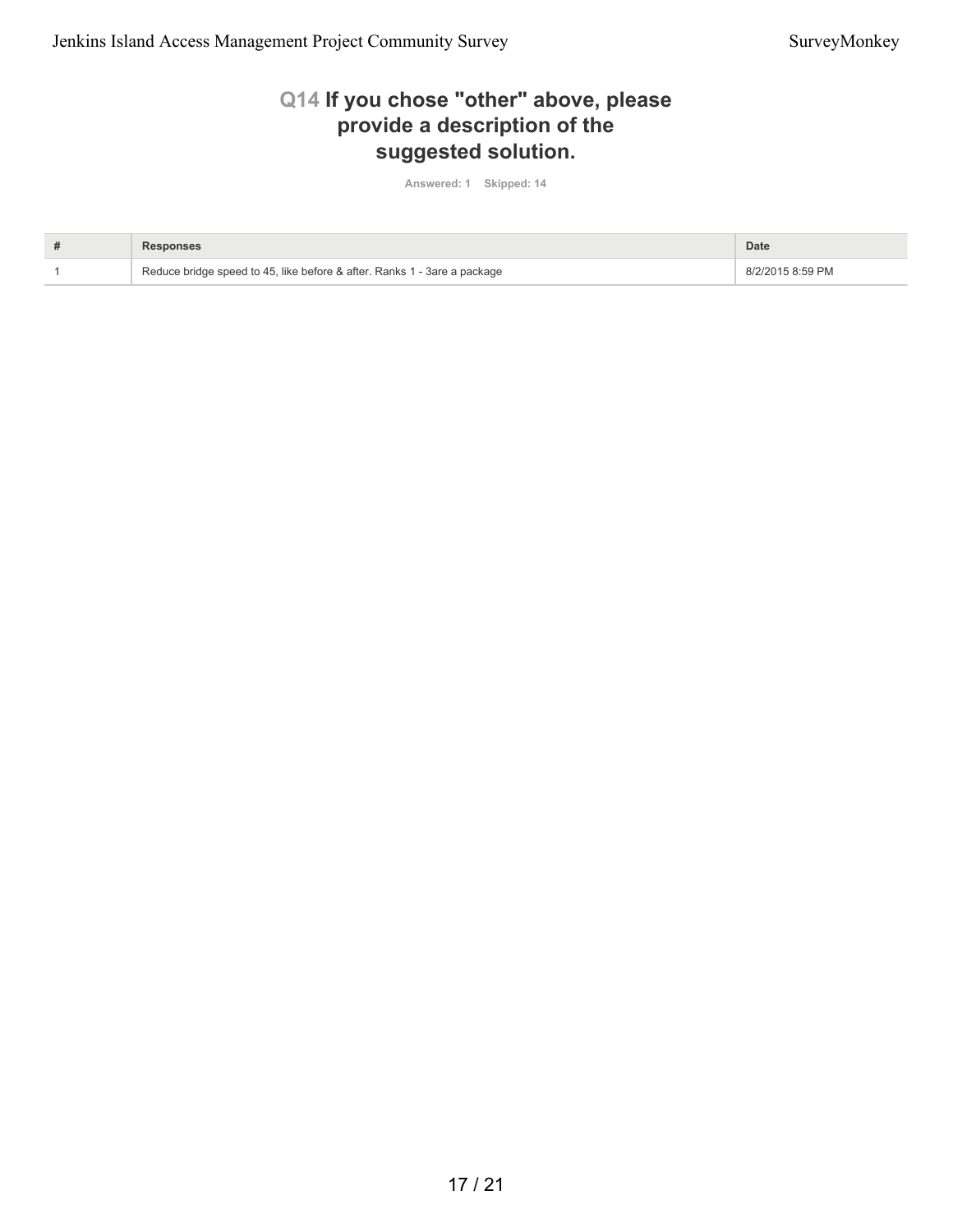## Q14 If you chose "other" above, please provide a description of the suggested solution.

Answered: 1 Skipped: 14

| # | Responses | Date |
|---|---|---|
| 1 | Reduce bridge speed to 45, like before & after. Ranks 1 - 3are a package | 8/2/2015 8:59 PM |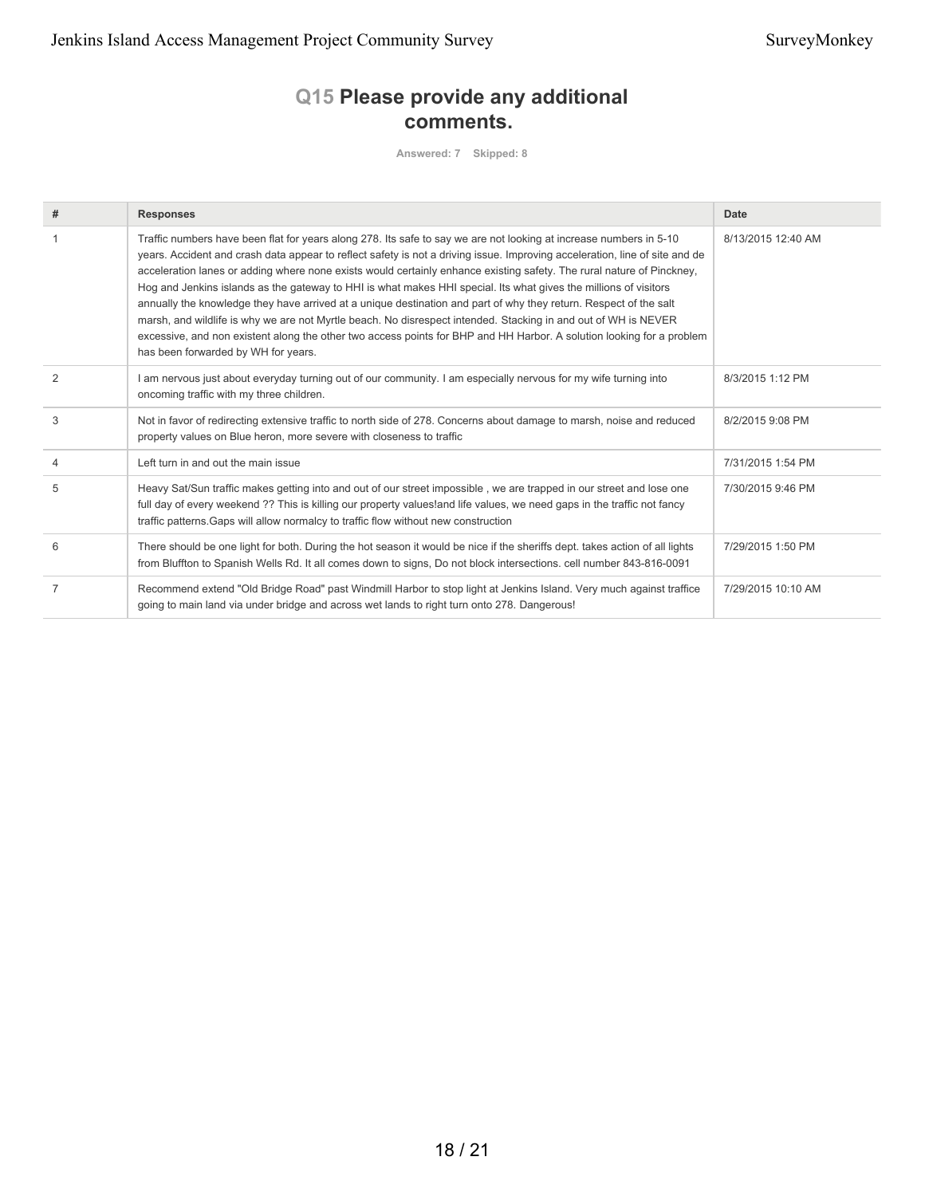## Q15 Please provide any additional comments.

Answered: 7 Skipped: 8

| # | Responses | Date |
|---|---|---|
| 1 | Traffic numbers have been flat for years along 278. Its safe to say we are not looking at increase numbers in 5-10 years. Accident and crash data appear to reflect safety is not a driving issue. Improving acceleration, line of site and de acceleration lanes or adding where none exists would certainly enhance existing safety. The rural nature of Pinckney, Hog and Jenkins islands as the gateway to HHI is what makes HHI special. Its what gives the millions of visitors annually the knowledge they have arrived at a unique destination and part of why they return. Respect of the salt marsh, and wildlife is why we are not Myrtle beach. No disrespect intended. Stacking in and out of WH is NEVER excessive, and non existent along the other two access points for BHP and HH Harbor. A solution looking for a problem has been forwarded by WH for years. | 8/13/2015 12:40 AM |
| 2 | I am nervous just about everyday turning out of our community. I am especially nervous for my wife turning into oncoming traffic with my three children. | 8/3/2015 1:12 PM |
| 3 | Not in favor of redirecting extensive traffic to north side of 278. Concerns about damage to marsh, noise and reduced property values on Blue heron, more severe with closeness to traffic | 8/2/2015 9:08 PM |
| 4 | Left turn in and out the main issue | 7/31/2015 1:54 PM |
| 5 | Heavy Sat/Sun traffic makes getting into and out of our street impossible , we are trapped in our street and lose one full day of every weekend ?? This is killing our property values!and life values, we need gaps in the traffic not fancy traffic patterns.Gaps will allow normalcy to traffic flow without new construction | 7/30/2015 9:46 PM |
| 6 | There should be one light for both. During the hot season it would be nice if the sheriffs dept. takes action of all lights from Bluffton to Spanish Wells Rd. It all comes down to signs, Do not block intersections. cell number 843-816-0091 | 7/29/2015 1:50 PM |
| 7 | Recommend extend "Old Bridge Road" past Windmill Harbor to stop light at Jenkins Island. Very much against traffice going to main land via under bridge and across wet lands to right turn onto 278. Dangerous! | 7/29/2015 10:10 AM |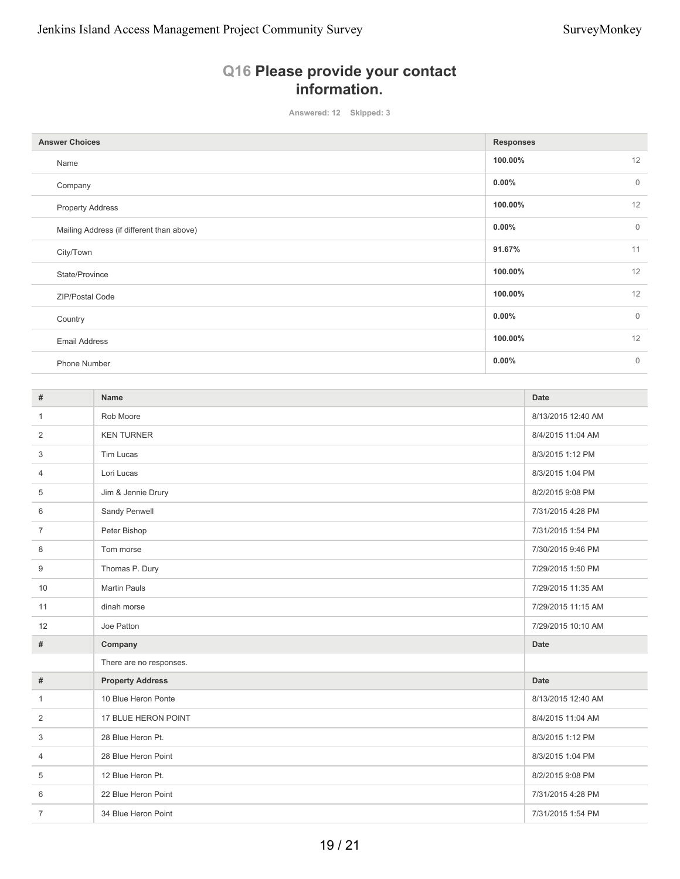## Q16 Please provide your contact information.

Answered: 12 Skipped: 3

| Answer Choices | Responses | |
|---|---|---|
| Name | 100.00% | 12 |
| Company | 0.00% | 0 |
| Property Address | 100.00% | 12 |
| Mailing Address (if different than above) | 0.00% | 0 |
| City/Town | 91.67% | 11 |
| State/Province | 100.00% | 12 |
| ZIP/Postal Code | 100.00% | 12 |
| Country | 0.00% | 0 |
| Email Address | 100.00% | 12 |
| Phone Number | 0.00% | 0 |

| # | Name | Date |
|---|---|---|
| 1 | Rob Moore | 8/13/2015 12:40 AM |
| 2 | KEN TURNER | 8/4/2015 11:04 AM |
| 3 | Tim Lucas | 8/3/2015 1:12 PM |
| 4 | Lori Lucas | 8/3/2015 1:04 PM |
| 5 | Jim & Jennie Drury | 8/2/2015 9:08 PM |
| 6 | Sandy Penwell | 7/31/2015 4:28 PM |
| 7 | Peter Bishop | 7/31/2015 1:54 PM |
| 8 | Tom morse | 7/30/2015 9:46 PM |
| 9 | Thomas P. Dury | 7/29/2015 1:50 PM |
| 10 | Martin Pauls | 7/29/2015 11:35 AM |
| 11 | dinah morse | 7/29/2015 11:15 AM |
| 12 | Joe Patton | 7/29/2015 10:10 AM |
| **#** | **Company** | **Date** |
| | There are no responses. | |
| **#** | **Property Address** | **Date** |
| 1 | 10 Blue Heron Ponte | 8/13/2015 12:40 AM |
| 2 | 17 BLUE HERON POINT | 8/4/2015 11:04 AM |
| 3 | 28 Blue Heron Pt. | 8/3/2015 1:12 PM |
| 4 | 28 Blue Heron Point | 8/3/2015 1:04 PM |
| 5 | 12 Blue Heron Pt. | 8/2/2015 9:08 PM |
| 6 | 22 Blue Heron Point | 7/31/2015 4:28 PM |
| 7 | 34 Blue Heron Point | 7/31/2015 1:54 PM |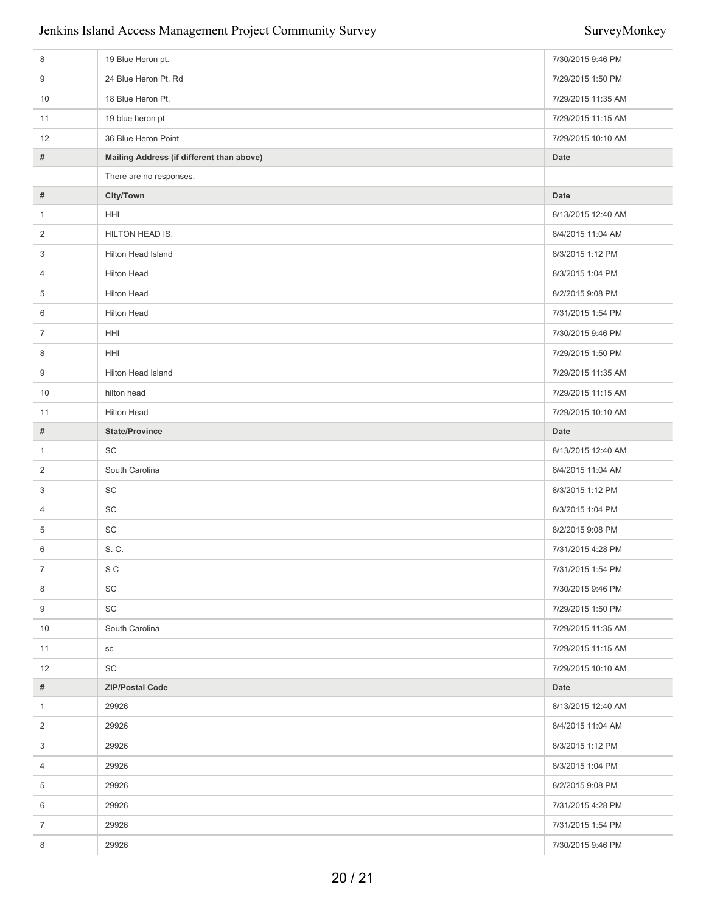| # | | Date |
|---|---|---|
| 8 | 19 Blue Heron pt. | 7/30/2015 9:46 PM |
| 9 | 24 Blue Heron Pt. Rd | 7/29/2015 1:50 PM |
| 10 | 18 Blue Heron Pt. | 7/29/2015 11:35 AM |
| 11 | 19 blue heron pt | 7/29/2015 11:15 AM |
| 12 | 36 Blue Heron Point | 7/29/2015 10:10 AM |

| # | Mailing Address (if different than above) | Date |
|---|---|---|
| | There are no responses. | |

| # | City/Town | Date |
|---|---|---|
| 1 | HHI | 8/13/2015 12:40 AM |
| 2 | HILTON HEAD IS. | 8/4/2015 11:04 AM |
| 3 | Hilton Head Island | 8/3/2015 1:12 PM |
| 4 | Hilton Head | 8/3/2015 1:04 PM |
| 5 | Hilton Head | 8/2/2015 9:08 PM |
| 6 | Hilton Head | 7/31/2015 1:54 PM |
| 7 | HHI | 7/30/2015 9:46 PM |
| 8 | HHI | 7/29/2015 1:50 PM |
| 9 | Hilton Head Island | 7/29/2015 11:35 AM |
| 10 | hilton head | 7/29/2015 11:15 AM |
| 11 | Hilton Head | 7/29/2015 10:10 AM |

| # | State/Province | Date |
|---|---|---|
| 1 | SC | 8/13/2015 12:40 AM |
| 2 | South Carolina | 8/4/2015 11:04 AM |
| 3 | SC | 8/3/2015 1:12 PM |
| 4 | SC | 8/3/2015 1:04 PM |
| 5 | SC | 8/2/2015 9:08 PM |
| 6 | S. C. | 7/31/2015 4:28 PM |
| 7 | S C | 7/31/2015 1:54 PM |
| 8 | SC | 7/30/2015 9:46 PM |
| 9 | SC | 7/29/2015 1:50 PM |
| 10 | South Carolina | 7/29/2015 11:35 AM |
| 11 | sc | 7/29/2015 11:15 AM |
| 12 | SC | 7/29/2015 10:10 AM |

| # | ZIP/Postal Code | Date |
|---|---|---|
| 1 | 29926 | 8/13/2015 12:40 AM |
| 2 | 29926 | 8/4/2015 11:04 AM |
| 3 | 29926 | 8/3/2015 1:12 PM |
| 4 | 29926 | 8/3/2015 1:04 PM |
| 5 | 29926 | 8/2/2015 9:08 PM |
| 6 | 29926 | 7/31/2015 4:28 PM |
| 7 | 29926 | 7/31/2015 1:54 PM |
| 8 | 29926 | 7/30/2015 9:46 PM |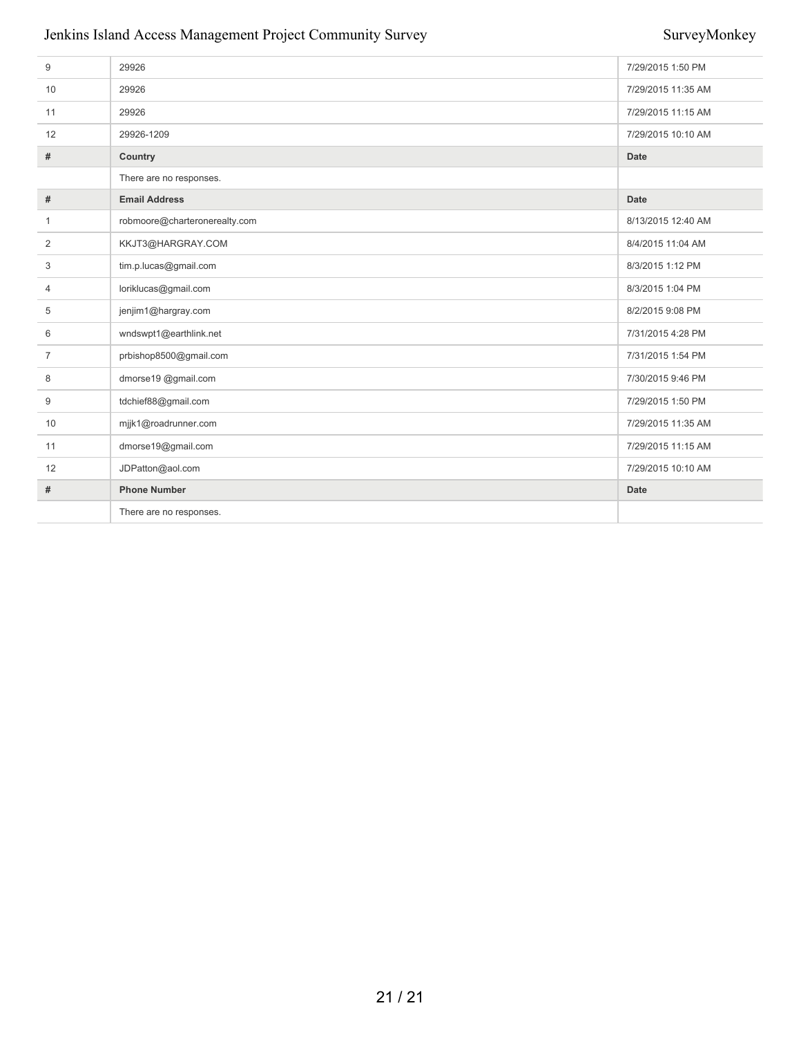| # | | Date |
|---|---|---|
| 9 | 29926 | 7/29/2015 1:50 PM |
| 10 | 29926 | 7/29/2015 11:35 AM |
| 11 | 29926 | 7/29/2015 11:15 AM |
| 12 | 29926-1209 | 7/29/2015 10:10 AM |

| # | Country | Date |
|---|---|---|
| | There are no responses. | |

| # | Email Address | Date |
|---|---|---|
| 1 | robmoore@charteronerealty.com | 8/13/2015 12:40 AM |
| 2 | KKJT3@HARGRAY.COM | 8/4/2015 11:04 AM |
| 3 | tim.p.lucas@gmail.com | 8/3/2015 1:12 PM |
| 4 | loriklucas@gmail.com | 8/3/2015 1:04 PM |
| 5 | jenjim1@hargray.com | 8/2/2015 9:08 PM |
| 6 | wndswpt1@earthlink.net | 7/31/2015 4:28 PM |
| 7 | prbishop8500@gmail.com | 7/31/2015 1:54 PM |
| 8 | dmorse19 @gmail.com | 7/30/2015 9:46 PM |
| 9 | tdchief88@gmail.com | 7/29/2015 1:50 PM |
| 10 | mjjk1@roadrunner.com | 7/29/2015 11:35 AM |
| 11 | dmorse19@gmail.com | 7/29/2015 11:15 AM |
| 12 | JDPatton@aol.com | 7/29/2015 10:10 AM |

| # | Phone Number | Date |
|---|---|---|
| | There are no responses. | |